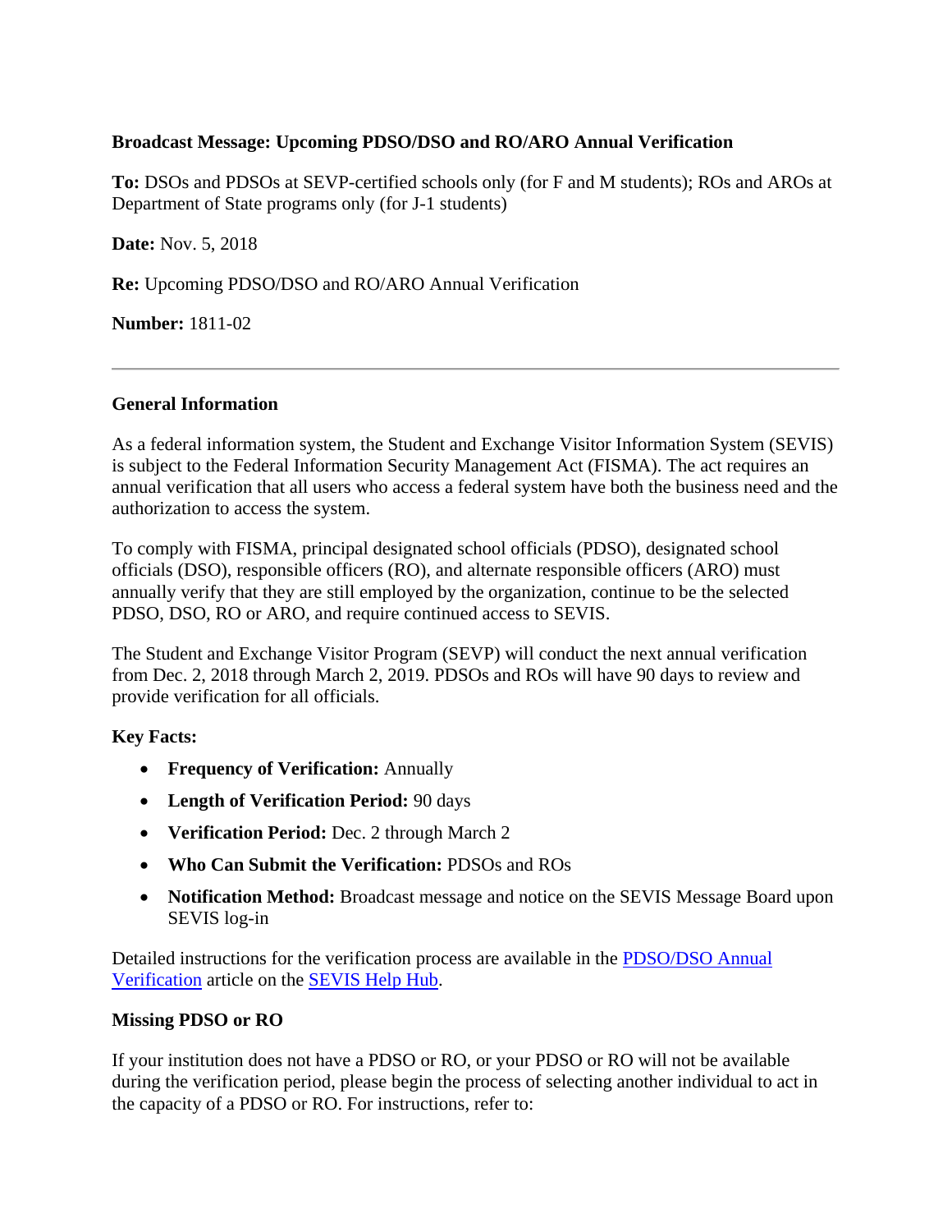**Broadcast Message: Upcoming PDSO/DSO and RO/ARO Annual Verification**

**To:** DSOs and PDSOs at SEVP-certified schools only (for F and M students); ROs and AROs at Department of State programs only (for J-1 students)

**Date:** Nov. 5, 2018

**Re:** Upcoming PDSO/DSO and RO/ARO Annual Verification

**Number:** 1811-02

---

**General Information**

As a federal information system, the Student and Exchange Visitor Information System (SEVIS) is subject to the Federal Information Security Management Act (FISMA). The act requires an annual verification that all users who access a federal system have both the business need and the authorization to access the system.

To comply with FISMA, principal designated school officials (PDSO), designated school officials (DSO), responsible officers (RO), and alternate responsible officers (ARO) must annually verify that they are still employed by the organization, continue to be the selected PDSO, DSO, RO or ARO, and require continued access to SEVIS.

The Student and Exchange Visitor Program (SEVP) will conduct the next annual verification from Dec. 2, 2018 through March 2, 2019. PDSOs and ROs will have 90 days to review and provide verification for all officials.

**Key Facts:**

- **Frequency of Verification:** Annually
- **Length of Verification Period:** 90 days
- **Verification Period:** Dec. 2 through March 2
- **Who Can Submit the Verification:** PDSOs and ROs
- **Notification Method:** Broadcast message and notice on the SEVIS Message Board upon SEVIS log-in

Detailed instructions for the verification process are available in the PDSO/DSO Annual Verification article on the SEVIS Help Hub.

**Missing PDSO or RO**

If your institution does not have a PDSO or RO, or your PDSO or RO will not be available during the verification period, please begin the process of selecting another individual to act in the capacity of a PDSO or RO. For instructions, refer to: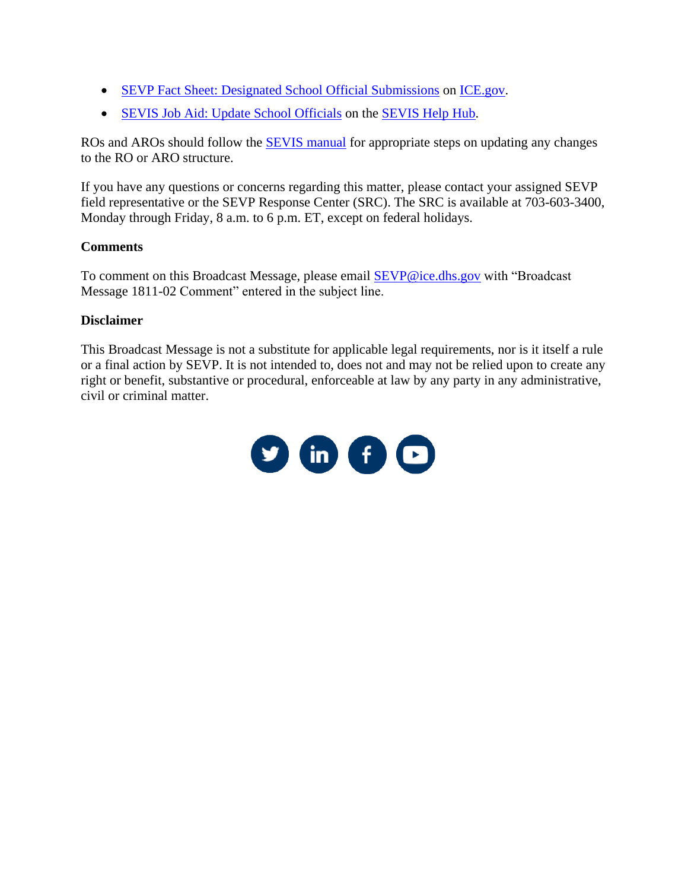- SEVP Fact Sheet: Designated School Official Submissions on ICE.gov.
- SEVIS Job Aid: Update School Officials on the SEVIS Help Hub.

ROs and AROs should follow the SEVIS manual for appropriate steps on updating any changes to the RO or ARO structure.

If you have any questions or concerns regarding this matter, please contact your assigned SEVP field representative or the SEVP Response Center (SRC). The SRC is available at 703-603-3400, Monday through Friday, 8 a.m. to 6 p.m. ET, except on federal holidays.

**Comments**

To comment on this Broadcast Message, please email SEVP@ice.dhs.gov with “Broadcast Message 1811-02 Comment” entered in the subject line.

**Disclaimer**

This Broadcast Message is not a substitute for applicable legal requirements, nor is it itself a rule or a final action by SEVP. It is not intended to, does not and may not be relied upon to create any right or benefit, substantive or procedural, enforceable at law by any party in any administrative, civil or criminal matter.